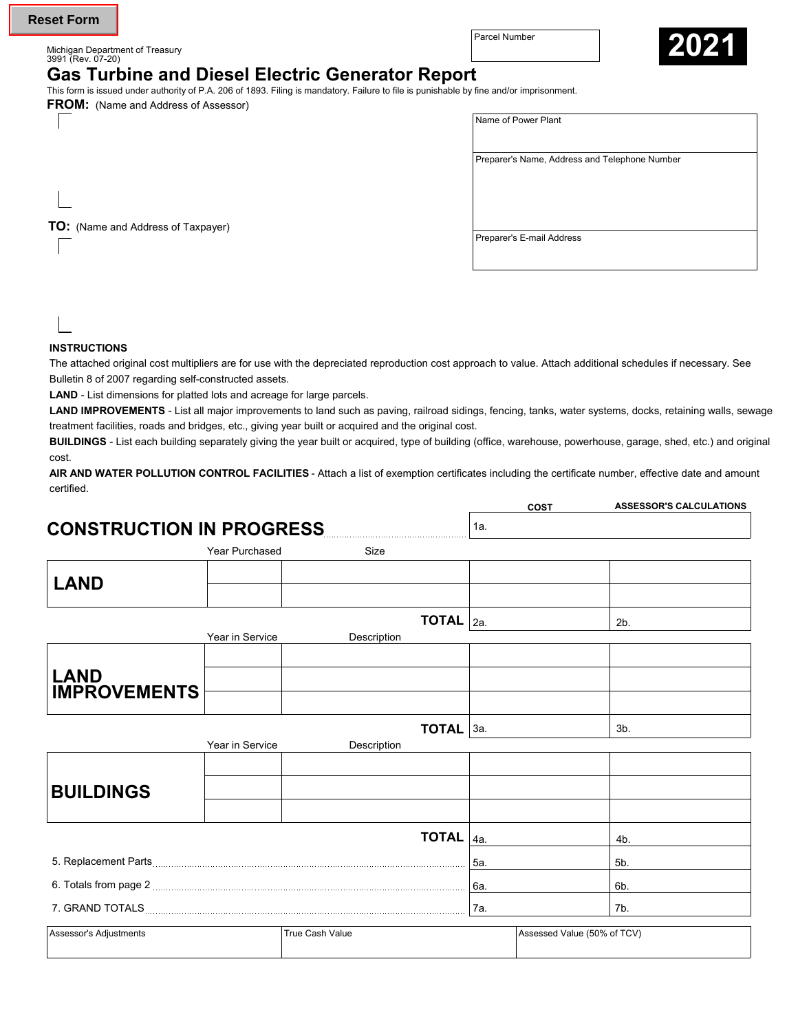Reset Form

Michigan Department of Treasury
3991 (Rev. 07-20)

Parcel Number

**2021**

# Gas Turbine and Diesel Electric Generator Report

This form is issued under authority of P.A. 206 of 1893. Filing is mandatory. Failure to file is punishable by fine and/or imprisonment.

**FROM:** (Name and Address of Assessor)

**TO:** (Name and Address of Taxpayer)

| Name of Power Plant |
|---|
| Preparer's Name, Address and Telephone Number |
| Preparer's E-mail Address |

**INSTRUCTIONS**

The attached original cost multipliers are for use with the depreciated reproduction cost approach to value. Attach additional schedules if necessary. See Bulletin 8 of 2007 regarding self-constructed assets.

**LAND** - List dimensions for platted lots and acreage for large parcels.

**LAND IMPROVEMENTS** - List all major improvements to land such as paving, railroad sidings, fencing, tanks, water systems, docks, retaining walls, sewage treatment facilities, roads and bridges, etc., giving year built or acquired and the original cost.

**BUILDINGS** - List each building separately giving the year built or acquired, type of building (office, warehouse, powerhouse, garage, shed, etc.) and original cost.

**AIR AND WATER POLLUTION CONTROL FACILITIES** - Attach a list of exemption certificates including the certificate number, effective date and amount certified.

| | | | COST | ASSESSOR'S CALCULATIONS |
|---|---|---|---|---|
| **CONSTRUCTION IN PROGRESS** | | | 1a. | |
| | Year Purchased | Size | | |
| **LAND** | | | | |
| | | | | |
| | | **TOTAL** | 2a. | 2b. |
| | Year in Service | Description | | |
| **LAND IMPROVEMENTS** | | | | |
| | | | | |
| | | | | |
| | | **TOTAL** | 3a. | 3b. |
| | Year in Service | Description | | |
| **BUILDINGS** | | | | |
| | | | | |
| | | | | |
| | | **TOTAL** | 4a. | 4b. |
| 5. Replacement Parts | | | 5a. | 5b. |
| 6. Totals from page 2 | | | 6a. | 6b. |
| 7. GRAND TOTALS | | | 7a. | 7b. |

| Assessor's Adjustments | True Cash Value | Assessed Value (50% of TCV) |
|---|---|---|
| | | |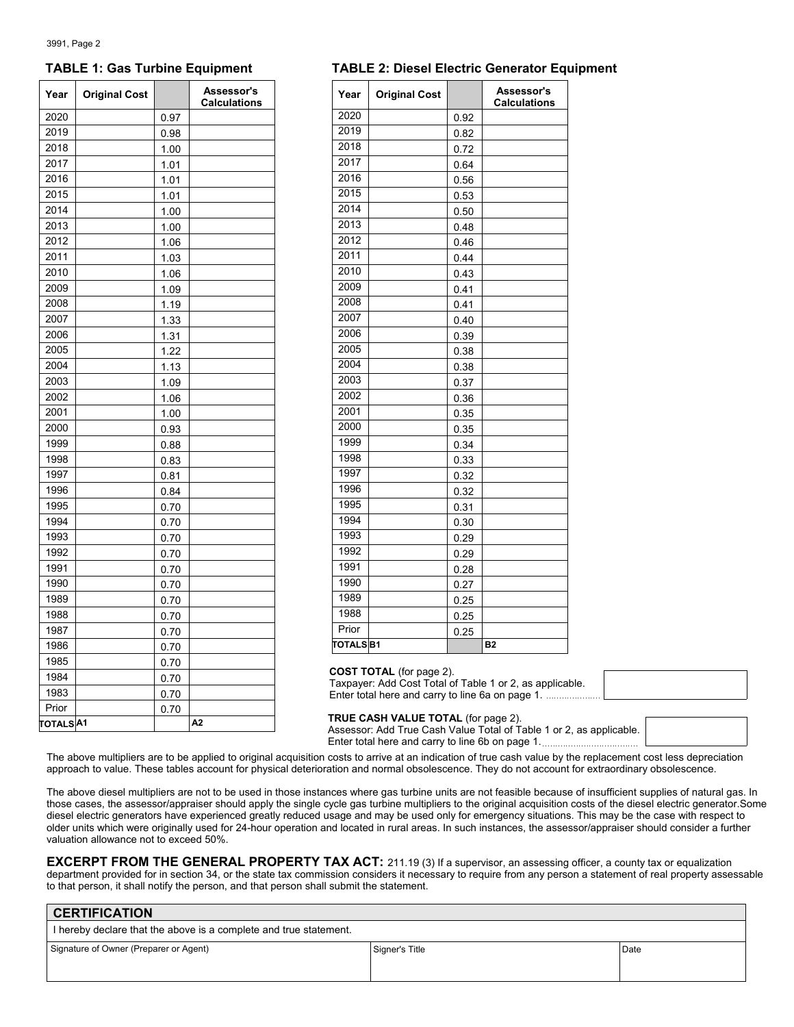### TABLE 1: Gas Turbine Equipment

| Year | Original Cost | | Assessor's Calculations |
|---|---|---|---|
| 2020 | | 0.97 | |
| 2019 | | 0.98 | |
| 2018 | | 1.00 | |
| 2017 | | 1.01 | |
| 2016 | | 1.01 | |
| 2015 | | 1.01 | |
| 2014 | | 1.00 | |
| 2013 | | 1.00 | |
| 2012 | | 1.06 | |
| 2011 | | 1.03 | |
| 2010 | | 1.06 | |
| 2009 | | 1.09 | |
| 2008 | | 1.19 | |
| 2007 | | 1.33 | |
| 2006 | | 1.31 | |
| 2005 | | 1.22 | |
| 2004 | | 1.13 | |
| 2003 | | 1.09 | |
| 2002 | | 1.06 | |
| 2001 | | 1.00 | |
| 2000 | | 0.93 | |
| 1999 | | 0.88 | |
| 1998 | | 0.83 | |
| 1997 | | 0.81 | |
| 1996 | | 0.84 | |
| 1995 | | 0.70 | |
| 1994 | | 0.70 | |
| 1993 | | 0.70 | |
| 1992 | | 0.70 | |
| 1991 | | 0.70 | |
| 1990 | | 0.70 | |
| 1989 | | 0.70 | |
| 1988 | | 0.70 | |
| 1987 | | 0.70 | |
| 1986 | | 0.70 | |
| 1985 | | 0.70 | |
| 1984 | | 0.70 | |
| 1983 | | 0.70 | |
| Prior | | 0.70 | |
| TOTALS | A1 | | A2 |

### TABLE 2: Diesel Electric Generator Equipment

| Year | Original Cost | | Assessor's Calculations |
|---|---|---|---|
| 2020 | | 0.92 | |
| 2019 | | 0.82 | |
| 2018 | | 0.72 | |
| 2017 | | 0.64 | |
| 2016 | | 0.56 | |
| 2015 | | 0.53 | |
| 2014 | | 0.50 | |
| 2013 | | 0.48 | |
| 2012 | | 0.46 | |
| 2011 | | 0.44 | |
| 2010 | | 0.43 | |
| 2009 | | 0.41 | |
| 2008 | | 0.41 | |
| 2007 | | 0.40 | |
| 2006 | | 0.39 | |
| 2005 | | 0.38 | |
| 2004 | | 0.38 | |
| 2003 | | 0.37 | |
| 2002 | | 0.36 | |
| 2001 | | 0.35 | |
| 2000 | | 0.35 | |
| 1999 | | 0.34 | |
| 1998 | | 0.33 | |
| 1997 | | 0.32 | |
| 1996 | | 0.32 | |
| 1995 | | 0.31 | |
| 1994 | | 0.30 | |
| 1993 | | 0.29 | |
| 1992 | | 0.29 | |
| 1991 | | 0.28 | |
| 1990 | | 0.27 | |
| 1989 | | 0.25 | |
| 1988 | | 0.25 | |
| Prior | | 0.25 | |
| TOTALS | B1 | | B2 |

**COST TOTAL** (for page 2).
Taxpayer: Add Cost Total of Table 1 or 2, as applicable. Enter total here and carry to line 6a on page 1. ..................... 

**TRUE CASH VALUE TOTAL** (for page 2).
Assessor: Add True Cash Value Total of Table 1 or 2, as applicable. Enter total here and carry to line 6b on page 1. ..................................

The above multipliers are to be applied to original acquisition costs to arrive at an indication of true cash value by the replacement cost less depreciation approach to value. These tables account for physical deterioration and normal obsolescence. They do not account for extraordinary obsolescence.

The above diesel multipliers are not to be used in those instances where gas turbine units are not feasible because of insufficient supplies of natural gas. In those cases, the assessor/appraiser should apply the single cycle gas turbine multipliers to the original acquisition costs of the diesel electric generator.Some diesel electric generators have experienced greatly reduced usage and may be used only for emergency situations. This may be the case with respect to older units which were originally used for 24-hour operation and located in rural areas. In such instances, the assessor/appraiser should consider a further valuation allowance not to exceed 50%.

**EXCERPT FROM THE GENERAL PROPERTY TAX ACT:** 211.19 (3) If a supervisor, an assessing officer, a county tax or equalization department provided for in section 34, or the state tax commission considers it necessary to require from any person a statement of real property assessable to that person, it shall notify the person, and that person shall submit the statement.

### CERTIFICATION

I hereby declare that the above is a complete and true statement.

| Signature of Owner (Preparer or Agent) | Signer's Title | Date |
|---|---|---|
| | | |